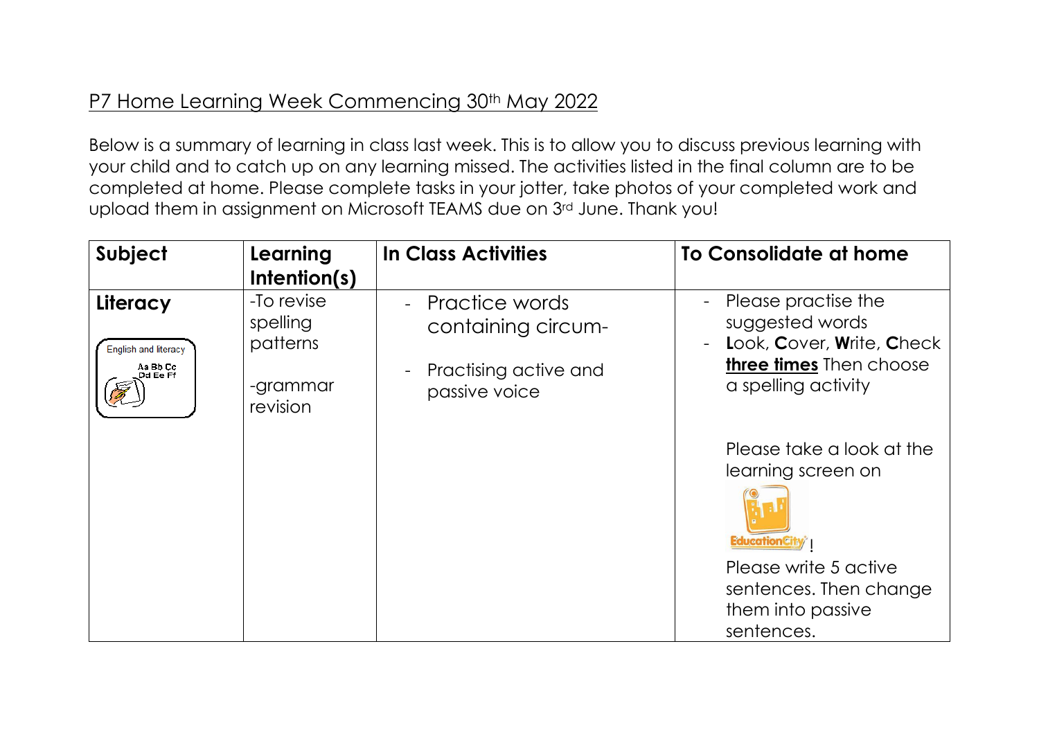# P7 Home Learning Week Commencing 30th May 2022

Below is a summary of learning in class last week. This is to allow you to discuss previous learning with your child and to catch up on any learning missed. The activities listed in the final column are to be completed at home. Please complete tasks in your jotter, take photos of your completed work and upload them in assignment on Microsoft TEAMS due on 3rd June. Thank you!

| Subject | Learning Intention(s) | In Class Activities | To Consolidate at home |
|---|---|---|---|
| **Literacy**<br>English and literacy<br>Aa Bb Cc Dd Ee Ff | -To revise spelling patterns<br><br>-grammar revision | - Practice words containing circum-<br><br>- Practising active and passive voice | - Please practise the suggested words<br>- **L**ook, **C**over, **W**rite, **C**heck **<u>three times</u>** Then choose a spelling activity<br><br>Please take a look at the learning screen on EducationCity!<br>Please write 5 active sentences. Then change them into passive sentences. |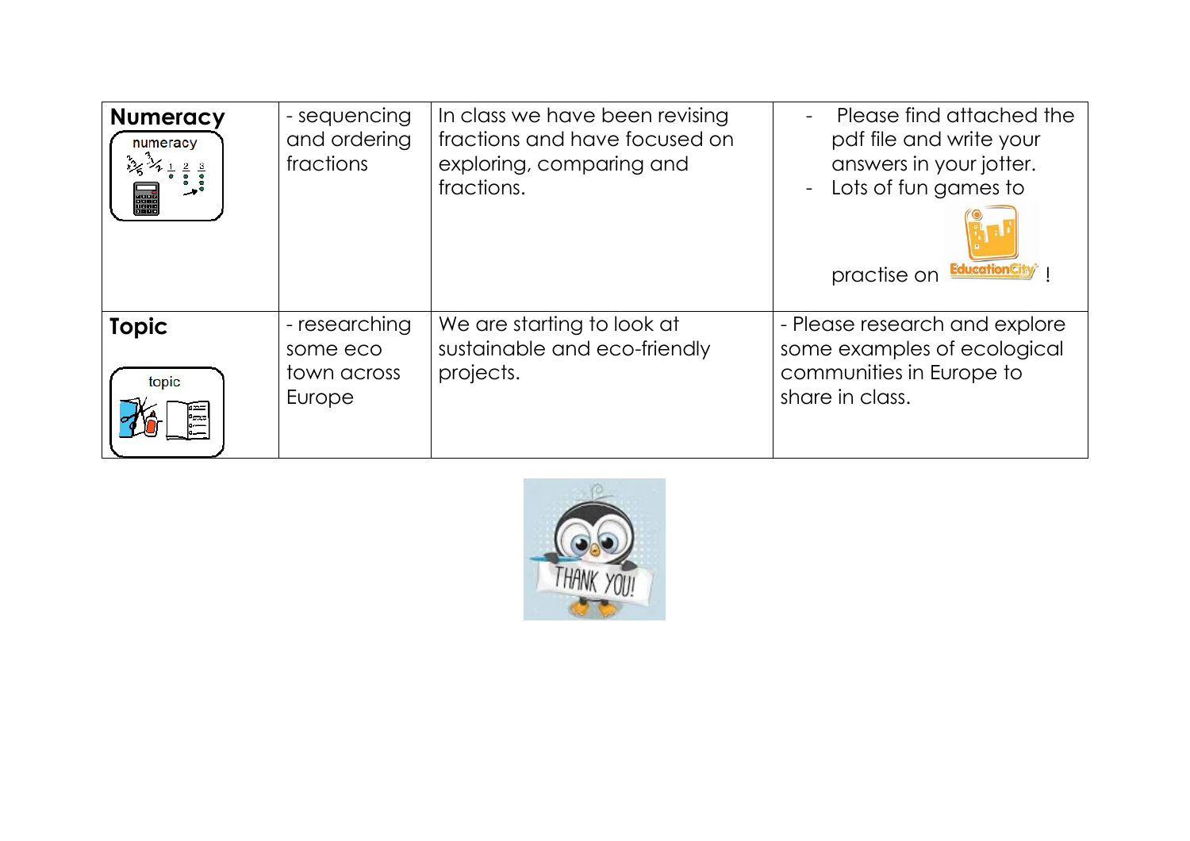| | | | |
|---|---|---|---|
| **Numeracy** numeracy | - sequencing and ordering fractions | In class we have been revising fractions and have focused on exploring, comparing and fractions. | - Please find attached the pdf file and write your answers in your jotter.<br>- Lots of fun games to practise on EducationCity ! |
| **Topic** topic | - researching some eco town across Europe | We are starting to look at sustainable and eco-friendly projects. | - Please research and explore some examples of ecological communities in Europe to share in class. |

THANK YOU!